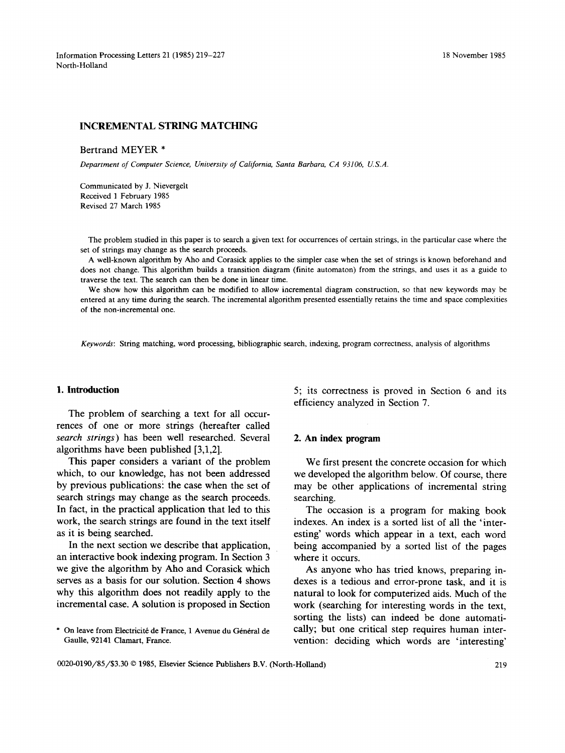# INCREMENTAL STRING MATCHING

Bertrand MEYER *

*Department of Computer Science, University of California, Santa Barbara, CA 93106, U.S.A.*

Communicated by J. Nievergelt
Received 1 February 1985
Revised 27 March 1985

The problem studied in this paper is to search a given text for occurrences of certain strings, in the particular case where the set of strings may change as the search proceeds.

A well-known algorithm by Aho and Corasick applies to the simpler case when the set of strings is known beforehand and does not change. This algorithm builds a transition diagram (finite automaton) from the strings, and uses it as a guide to traverse the text. The search can then be done in linear time.

We show how this algorithm can be modified to allow incremental diagram construction, so that new keywords may be entered at any time during the search. The incremental algorithm presented essentially retains the time and space complexities of the non-incremental one.

*Keywords:* String matching, word processing, bibliographic search, indexing, program correctness, analysis of algorithms

## 1. Introduction

The problem of searching a text for all occurrences of one or more strings (hereafter called *search strings*) has been well researched. Several algorithms have been published [3,1,2].

This paper considers a variant of the problem which, to our knowledge, has not been addressed by previous publications: the case when the set of search strings may change as the search proceeds. In fact, in the practical application that led to this work, the search strings are found in the text itself as it is being searched.

In the next section we describe that application, an interactive book indexing program. In Section 3 we give the algorithm by Aho and Corasick which serves as a basis for our solution. Section 4 shows why this algorithm does not readily apply to the incremental case. A solution is proposed in Section 5; its correctness is proved in Section 6 and its efficiency analyzed in Section 7.

## 2. An index program

We first present the concrete occasion for which we developed the algorithm below. Of course, there may be other applications of incremental string searching.

The occasion is a program for making book indexes. An index is a sorted list of all the 'interesting' words which appear in a text, each word being accompanied by a sorted list of the pages where it occurs.

As anyone who has tried knows, preparing indexes is a tedious and error-prone task, and it is natural to look for computerized aids. Much of the work (searching for interesting words in the text, sorting the lists) can indeed be done automatically; but one critical step requires human intervention: deciding which words are 'interesting'

* On leave from Electricité de France, 1 Avenue du Général de Gaulle, 92141 Clamart, France.

0020-0190/85/$3.30 © 1985, Elsevier Science Publishers B.V. (North-Holland)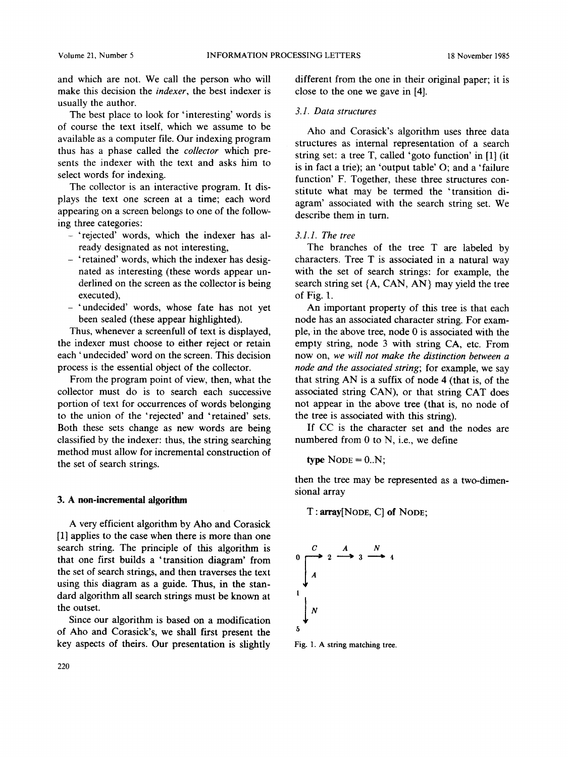and which are not. We call the person who will make this decision the *indexer*, the best indexer is usually the author.

The best place to look for 'interesting' words is of course the text itself, which we assume to be available as a computer file. Our indexing program thus has a phase called the *collector* which presents the indexer with the text and asks him to select words for indexing.

The collector is an interactive program. It displays the text one screen at a time; each word appearing on a screen belongs to one of the following three categories:

- 'rejected' words, which the indexer has already designated as not interesting,
- 'retained' words, which the indexer has designated as interesting (these words appear underlined on the screen as the collector is being executed),
- 'undecided' words, whose fate has not yet been sealed (these appear highlighted).

Thus, whenever a screenfull of text is displayed, the indexer must choose to either reject or retain each 'undecided' word on the screen. This decision process is the essential object of the collector.

From the program point of view, then, what the collector must do is to search each successive portion of text for occurrences of words belonging to the union of the 'rejected' and 'retained' sets. Both these sets change as new words are being classified by the indexer: thus, the string searching method must allow for incremental construction of the set of search strings.

## 3. A non-incremental algorithm

A very efficient algorithm by Aho and Corasick [1] applies to the case when there is more than one search string. The principle of this algorithm is that one first builds a 'transition diagram' from the set of search strings, and then traverses the text using this diagram as a guide. Thus, in the standard algorithm all search strings must be known at the outset.

Since our algorithm is based on a modification of Aho and Corasick's, we shall first present the key aspects of theirs. Our presentation is slightly different from the one in their original paper; it is close to the one we gave in [4].

### 3.1. Data structures

Aho and Corasick's algorithm uses three data structures as internal representation of a search string set: a tree T, called 'goto function' in [1] (it is in fact a trie); an 'output table' O; and a 'failure function' F. Together, these three structures constitute what may be termed the 'transition diagram' associated with the search string set. We describe them in turn.

#### 3.1.1. The tree

The branches of the tree T are labeled by characters. Tree T is associated in a natural way with the set of search strings: for example, the search string set {A, CAN, AN} may yield the tree of Fig. 1.

An important property of this tree is that each node has an associated character string. For example, in the above tree, node 0 is associated with the empty string, node 3 with string CA, etc. From now on, *we will not make the distinction between a node and the associated string*; for example, we say that string AN is a suffix of node 4 (that is, of the associated string CAN), or that string CAT does not appear in the above tree (that is, no node of the tree is associated with this string).

If CC is the character set and the nodes are numbered from 0 to N, i.e., we define

**type** NODE = 0..N;

then the tree may be represented as a two-dimensional array

T : **array**[NODE, C] **of** NODE;

```
  C       A       N
0 ---> 2 ---> 3 ---> 4
|
| A
v
1
|
| N
v
5
```

Fig. 1. A string matching tree.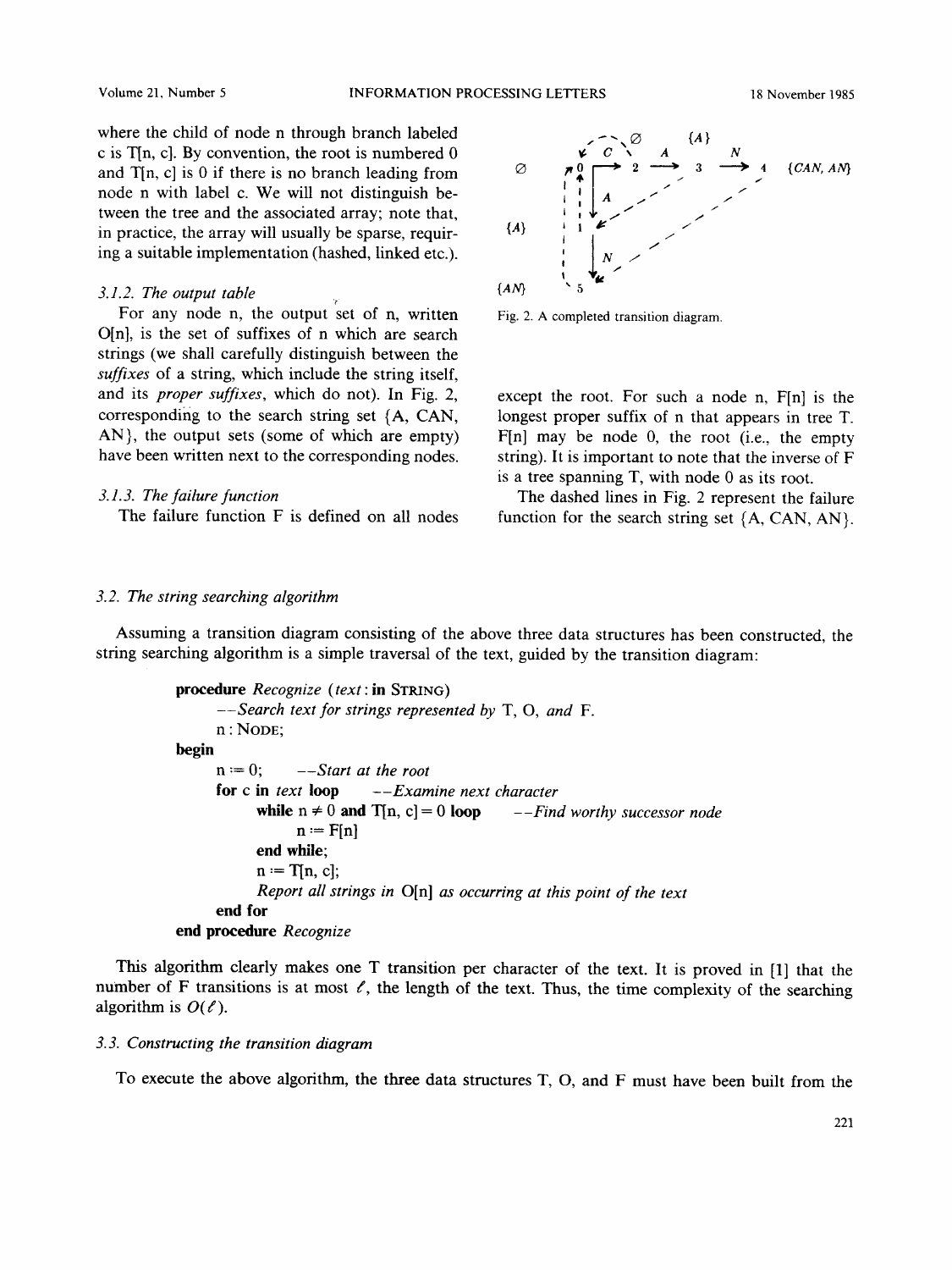where the child of node n through branch labeled c is T[n, c]. By convention, the root is numbered 0 and T[n, c] is 0 if there is no branch leading from node n with label c. We will not distinguish between the tree and the associated array; note that, in practice, the array will usually be sparse, requiring a suitable implementation (hashed, linked etc.).

*3.1.2. The output table*

For any node n, the output set of n, written O[n], is the set of suffixes of n which are search strings (we shall carefully distinguish between the *suffixes* of a string, which include the string itself, and its *proper suffixes*, which do not). In Fig. 2, corresponding to the search string set {A, CAN, AN}, the output sets (some of which are empty) have been written next to the corresponding nodes.

*3.1.3. The failure function*

The failure function F is defined on all nodes except the root. For such a node n, F[n] is the longest proper suffix of n that appears in tree T. F[n] may be node 0, the root (i.e., the empty string). It is important to note that the inverse of F is a tree spanning T, with node 0 as its root.

The dashed lines in Fig. 2 represent the failure function for the search string set {A, CAN, AN}.

Fig. 2. A completed transition diagram.

*3.2. The string searching algorithm*

Assuming a transition diagram consisting of the above three data structures has been constructed, the string searching algorithm is a simple traversal of the text, guided by the transition diagram:

```
procedure Recognize (text: in STRING)
    --Search text for strings represented by T, O, and F.
    n : NODE;
begin
    n := 0;      --Start at the root
    for c in text loop      --Examine next character
        while n ≠ 0 and T[n, c] = 0 loop      --Find worthy successor node
            n := F[n]
        end while;
        n := T[n, c];
        Report all strings in O[n] as occurring at this point of the text
    end for
end procedure Recognize
```

This algorithm clearly makes one T transition per character of the text. It is proved in [1] that the number of F transitions is at most $\ell$, the length of the text. Thus, the time complexity of the searching algorithm is $O(\ell)$.

*3.3. Constructing the transition diagram*

To execute the above algorithm, the three data structures T, O, and F must have been built from the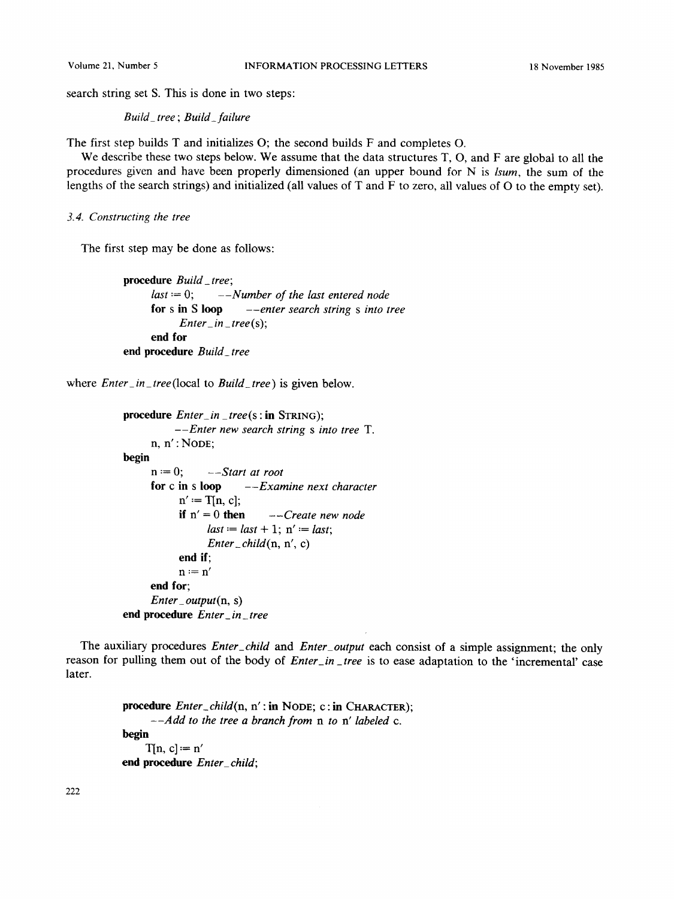search string set S. This is done in two steps:

*Build_tree*; *Build_failure*

The first step builds T and initializes O; the second builds F and completes O.

We describe these two steps below. We assume that the data structures T, O, and F are global to all the procedures given and have been properly dimensioned (an upper bound for N is *lsum*, the sum of the lengths of the search strings) and initialized (all values of T and F to zero, all values of O to the empty set).

### *3.4. Constructing the tree*

The first step may be done as follows:

```
procedure Build_tree;
      last := 0;      --Number of the last entered node
      for s in S loop      --enter search string s into tree
            Enter_in_tree(s);
      end for
end procedure Build_tree
```

where *Enter_in_tree* (local to *Build_tree*) is given below.

```
procedure Enter_in_tree(s : in STRING);
            --Enter new search string s into tree T.
      n, n' : NODE;
begin
      n := 0;      --Start at root
      for c in s loop      --Examine next character
            n' := T[n, c];
            if n' = 0 then      --Create new node
                  last := last + 1; n' := last;
                  Enter_child(n, n', c)
            end if;
            n := n'
      end for;
      Enter_output(n, s)
end procedure Enter_in_tree
```

The auxiliary procedures *Enter_child* and *Enter_output* each consist of a simple assignment; the only reason for pulling them out of the body of *Enter_in_tree* is to ease adaptation to the 'incremental' case later.

```
procedure Enter_child(n, n' : in NODE; c : in CHARACTER);
      --Add to the tree a branch from n to n' labeled c.
begin
      T[n, c] := n'
end procedure Enter_child;
```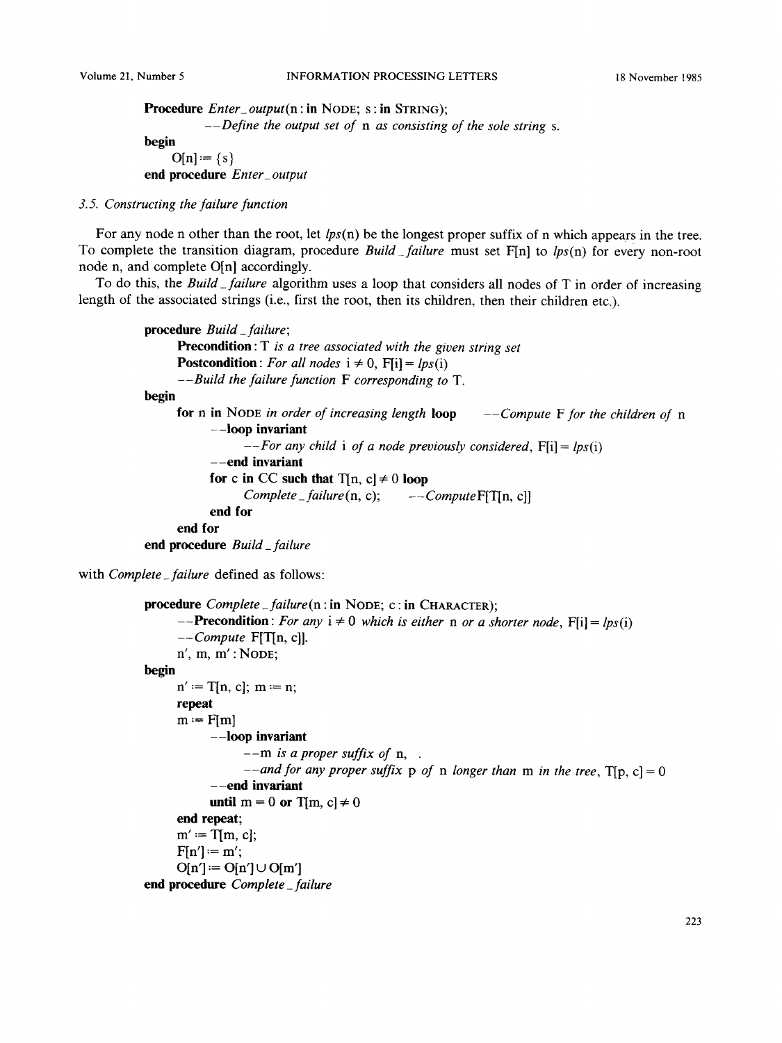```
Procedure Enter_output(n : in NODE; s : in STRING);
        --Define the output set of n as consisting of the sole string s.
begin
    O[n] := {s}
end procedure Enter_output
```

### *3.5. Constructing the failure function*

For any node n other than the root, let *lps*(n) be the longest proper suffix of n which appears in the tree. To complete the transition diagram, procedure *Build_failure* must set F[n] to *lps*(n) for every non-root node n, and complete O[n] accordingly.

To do this, the *Build_failure* algorithm uses a loop that considers all nodes of T in order of increasing length of the associated strings (i.e., first the root, then its children, then their children etc.).

```
procedure Build_failure;
    Precondition: T is a tree associated with the given string set
    Postcondition: For all nodes i ≠ 0, F[i] = lps(i)
    --Build the failure function F corresponding to T.
begin
    for n in NODE in order of increasing length loop      --Compute F for the children of n
        --loop invariant
            --For any child i of a node previously considered, F[i] = lps(i)
        --end invariant
        for c in CC such that T[n, c] ≠ 0 loop
            Complete_failure(n, c);      --Compute F[T[n, c]]
        end for
    end for
end procedure Build_failure
```

with *Complete_failure* defined as follows:

```
procedure Complete_failure(n : in NODE; c : in CHARACTER);
    --Precondition: For any i ≠ 0 which is either n or a shorter node, F[i] = lps(i)
    --Compute F[T[n, c]].
    n', m, m' : NODE;
begin
    n' := T[n, c]; m := n;
    repeat
    m := F[m]
        --loop invariant
            --m is a proper suffix of n,  .
            --and for any proper suffix p of n longer than m in the tree, T[p, c] = 0
        --end invariant
        until m = 0 or T[m, c] ≠ 0
    end repeat;
    m' := T[m, c];
    F[n'] := m';
    O[n'] := O[n'] ∪ O[m']
end procedure Complete_failure
```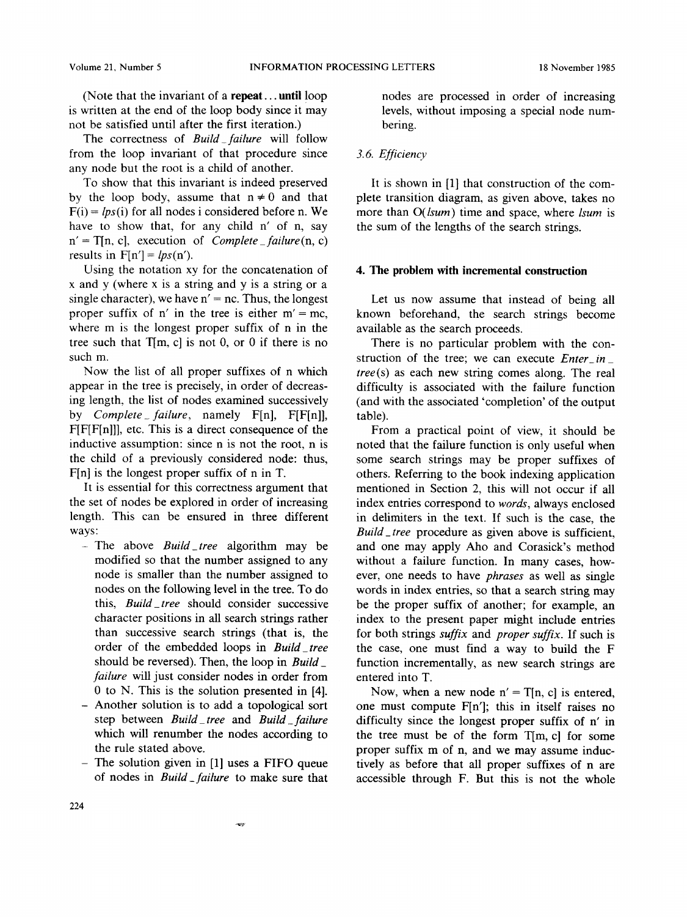(Note that the invariant of a **repeat**... **until** loop is written at the end of the loop body since it may not be satisfied until after the first iteration.)

The correctness of *Build_failure* will follow from the loop invariant of that procedure since any node but the root is a child of another.

To show that this invariant is indeed preserved by the loop body, assume that $n \neq 0$ and that $F(i) = lps(i)$ for all nodes i considered before n. We have to show that, for any child n′ of n, say $n' = T[n, c]$, execution of *Complete_failure*(n, c) results in $F[n'] = lps(n')$.

Using the notation xy for the concatenation of x and y (where x is a string and y is a string or a single character), we have $n' = nc$. Thus, the longest proper suffix of n′ in the tree is either $m' = mc$, where m is the longest proper suffix of n in the tree such that T[m, c] is not 0, or 0 if there is no such m.

Now the list of all proper suffixes of n which appear in the tree is precisely, in order of decreasing length, the list of nodes examined successively by *Complete_failure*, namely F[n], F[F[n]], F[F[F[n]]], etc. This is a direct consequence of the inductive assumption: since n is not the root, n is the child of a previously considered node: thus, F[n] is the longest proper suffix of n in T.

It is essential for this correctness argument that the set of nodes be explored in order of increasing length. This can be ensured in three different ways:

- The above *Build_tree* algorithm may be modified so that the number assigned to any node is smaller than the number assigned to nodes on the following level in the tree. To do this, *Build_tree* should consider successive character positions in all search strings rather than successive search strings (that is, the order of the embedded loops in *Build_tree* should be reversed). Then, the loop in *Build_failure* will just consider nodes in order from 0 to N. This is the solution presented in [4].
- Another solution is to add a topological sort step between *Build_tree* and *Build_failure* which will renumber the nodes according to the rule stated above.
- The solution given in [1] uses a FIFO queue of nodes in *Build_failure* to make sure that nodes are processed in order of increasing levels, without imposing a special node numbering.

### 3.6. Efficiency

It is shown in [1] that construction of the complete transition diagram, as given above, takes no more than O(*lsum*) time and space, where *lsum* is the sum of the lengths of the search strings.

## 4. The problem with incremental construction

Let us now assume that instead of being all known beforehand, the search strings become available as the search proceeds.

There is no particular problem with the construction of the tree; we can execute *Enter_in_tree*(s) as each new string comes along. The real difficulty is associated with the failure function (and with the associated 'completion' of the output table).

From a practical point of view, it should be noted that the failure function is only useful when some search strings may be proper suffixes of others. Referring to the book indexing application mentioned in Section 2, this will not occur if all index entries correspond to *words*, always enclosed in delimiters in the text. If such is the case, the *Build_tree* procedure as given above is sufficient, and one may apply Aho and Corasick's method without a failure function. In many cases, however, one needs to have *phrases* as well as single words in index entries, so that a search string may be the proper suffix of another; for example, an index to the present paper might include entries for both strings *suffix* and *proper suffix*. If such is the case, one must find a way to build the F function incrementally, as new search strings are entered into T.

Now, when a new node $n' = T[n, c]$ is entered, one must compute F[n′]; this in itself raises no difficulty since the longest proper suffix of n′ in the tree must be of the form T[m, c] for some proper suffix m of n, and we may assume inductively as before that all proper suffixes of n are accessible through F. But this is not the whole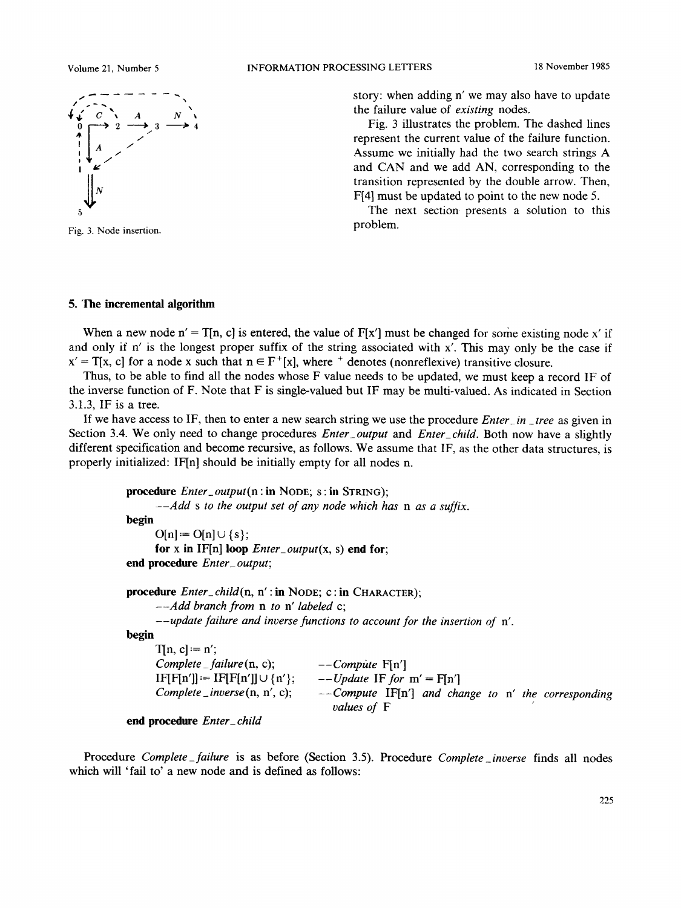story: when adding n′ we may also have to update the failure value of *existing* nodes.

Fig. 3 illustrates the problem. The dashed lines represent the current value of the failure function. Assume we initially had the two search strings A and CAN and we add AN, corresponding to the transition represented by the double arrow. Then, F[4] must be updated to point to the new node 5.

The next section presents a solution to this problem.

Fig. 3. Node insertion.

## 5. The incremental algorithm

When a new node n′ = T[n, c] is entered, the value of F[x′] must be changed for some existing node x′ if and only if n′ is the longest proper suffix of the string associated with x′. This may only be the case if x′ = T[x, c] for a node x such that n ∈ $F^+$[x], where $^+$ denotes (nonreflexive) transitive closure.

Thus, to be able to find all the nodes whose F value needs to be updated, we must keep a record IF of the inverse function of F. Note that F is single-valued but IF may be multi-valued. As indicated in Section 3.1.3, IF is a tree.

If we have access to IF, then to enter a new search string we use the procedure *Enter_in_tree* as given in Section 3.4. We only need to change procedures *Enter_output* and *Enter_child*. Both now have a slightly different specification and become recursive, as follows. We assume that IF, as the other data structures, is properly initialized: IF[n] should be initially empty for all nodes n.

```
procedure Enter_output(n : in NODE; s : in STRING);
    --Add s to the output set of any node which has n as a suffix.
begin
    O[n] := O[n] ∪ {s};
    for x in IF[n] loop Enter_output(x, s) end for;
end procedure Enter_output;

procedure Enter_child(n, n' : in NODE; c : in CHARACTER);
    --Add branch from n to n' labeled c;
    --update failure and inverse functions to account for the insertion of n'.
begin
    T[n, c] := n';
    Complete_failure(n, c);          --Compute F[n']
    IF[F[n']] := IF[F[n']] ∪ {n'};   --Update IF for m' = F[n']
    Complete_inverse(n, n', c);      --Compute IF[n'] and change to n' the corresponding
                                       values of F
end procedure Enter_child
```

Procedure *Complete_failure* is as before (Section 3.5). Procedure *Complete_inverse* finds all nodes which will 'fail to' a new node and is defined as follows: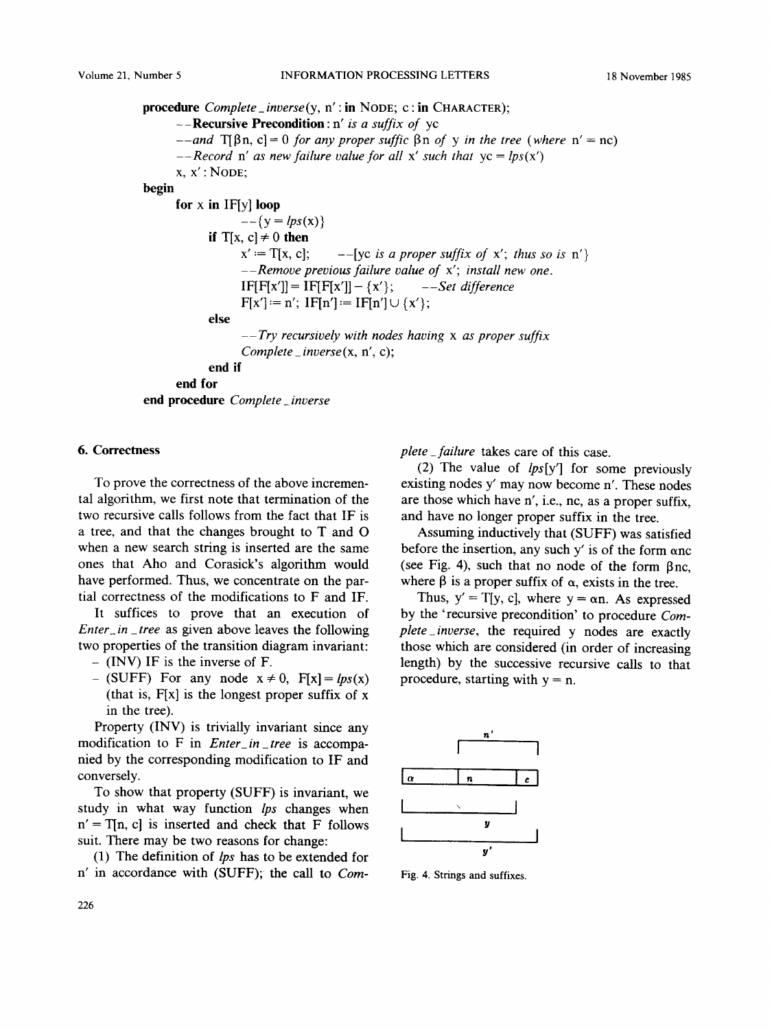```
procedure Complete_inverse(y, n' : in NODE; c : in CHARACTER);
    --Recursive Precondition: n' is a suffix of yc
    --and T[βn, c] = 0 for any proper suffic βn of y in the tree (where n' = nc)
    --Record n' as new failure value for all x' such that yc = lps(x')
    x, x' : NODE;
begin
    for x in IF[y] loop
        --{y = lps(x)}
        if T[x, c] ≠ 0 then
            x' := T[x, c];      --[yc is a proper suffix of x'; thus so is n'}
            --Remove previous failure value of x'; install new one.
            IF[F[x']] = IF[F[x']] - {x'};      --Set difference
            F[x'] := n'; IF[n'] := IF[n'] ∪ {x'};
        else
            --Try recursively with nodes having x as proper suffix
            Complete_inverse(x, n', c);
        end if
    end for
end procedure Complete_inverse
```

## 6. Correctness

To prove the correctness of the above incremental algorithm, we first note that termination of the two recursive calls follows from the fact that IF is a tree, and that the changes brought to T and O when a new search string is inserted are the same ones that Aho and Corasick's algorithm would have performed. Thus, we concentrate on the partial correctness of the modifications to F and IF.

It suffices to prove that an execution of *Enter_in_tree* as given above leaves the following two properties of the transition diagram invariant:

- (INV) IF is the inverse of F.
- (SUFF) For any node $x \neq 0$, $F[x] = lps(x)$ (that is, $F[x]$ is the longest proper suffix of x in the tree).

Property (INV) is trivially invariant since any modification to F in *Enter_in_tree* is accompanied by the corresponding modification to IF and conversely.

To show that property (SUFF) is invariant, we study in what way function *lps* changes when $n' = T[n, c]$ is inserted and check that F follows suit. There may be two reasons for change:

(1) The definition of *lps* has to be extended for n' in accordance with (SUFF); the call to *Complete_failure* takes care of this case.

(2) The value of $lps[y']$ for some previously existing nodes y' may now become n'. These nodes are those which have n', i.e., nc, as a proper suffix, and have no longer proper suffix in the tree.

Assuming inductively that (SUFF) was satisfied before the insertion, any such y' is of the form αnc (see Fig. 4), such that no node of the form βnc, where β is a proper suffix of α, exists in the tree.

Thus, $y' = T[y, c]$, where $y = \alpha n$. As expressed by the 'recursive precondition' to procedure *Complete_inverse*, the required y nodes are exactly those which are considered (in order of increasing length) by the successive recursive calls to that procedure, starting with $y = n$.

Fig. 4. Strings and suffixes.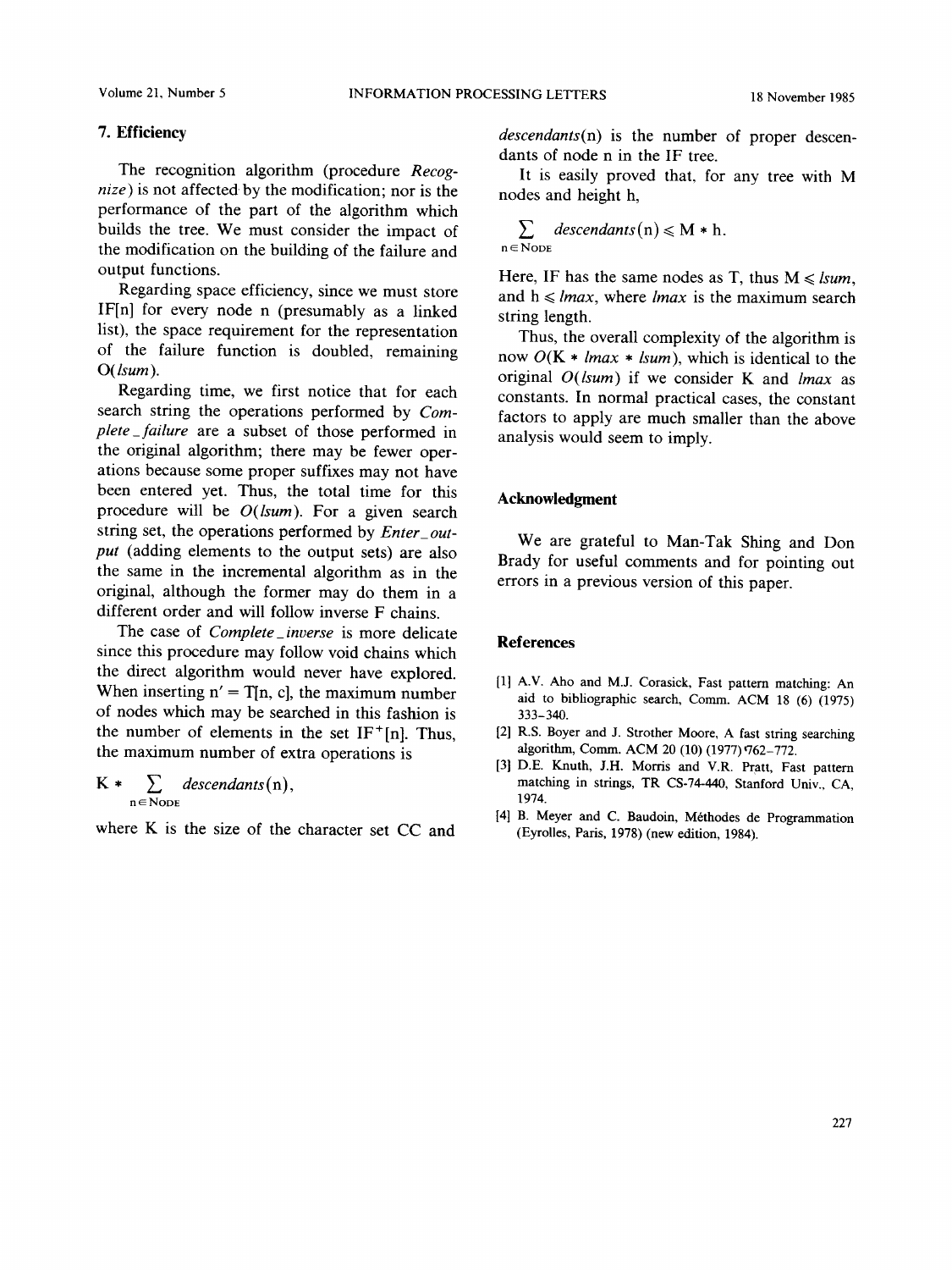## 7. Efficiency

The recognition algorithm (procedure *Recognize*) is not affected by the modification; nor is the performance of the part of the algorithm which builds the tree. We must consider the impact of the modification on the building of the failure and output functions.

Regarding space efficiency, since we must store IF[n] for every node n (presumably as a linked list), the space requirement for the representation of the failure function is doubled, remaining $O(lsum)$.

Regarding time, we first notice that for each search string the operations performed by *Complete_failure* are a subset of those performed in the original algorithm; there may be fewer operations because some proper suffixes may not have been entered yet. Thus, the total time for this procedure will be $O(lsum)$. For a given search string set, the operations performed by *Enter_output* (adding elements to the output sets) are also the same in the incremental algorithm as in the original, although the former may do them in a different order and will follow inverse F chains.

The case of *Complete_inverse* is more delicate since this procedure may follow void chains which the direct algorithm would never have explored. When inserting n′ = T[n, c], the maximum number of nodes which may be searched in this fashion is the number of elements in the set $IF^+[n]$. Thus, the maximum number of extra operations is

$$K * \sum_{n \in \text{NODE}} descendants(n),$$

where K is the size of the character set CC and *descendants*(n) is the number of proper descendants of node n in the IF tree.

It is easily proved that, for any tree with M nodes and height h,

$$\sum_{n \in \text{NODE}} descendants(n) \leqslant M * h.$$

Here, IF has the same nodes as T, thus $M \leqslant lsum$, and $h \leqslant lmax$, where *lmax* is the maximum search string length.

Thus, the overall complexity of the algorithm is now $O(K * lmax * lsum)$, which is identical to the original $O(lsum)$ if we consider K and *lmax* as constants. In normal practical cases, the constant factors to apply are much smaller than the above analysis would seem to imply.

## Acknowledgment

We are grateful to Man-Tak Shing and Don Brady for useful comments and for pointing out errors in a previous version of this paper.

## References

[1] A.V. Aho and M.J. Corasick, Fast pattern matching: An aid to bibliographic search, Comm. ACM 18 (6) (1975) 333–340.

[2] R.S. Boyer and J. Strother Moore, A fast string searching algorithm, Comm. ACM 20 (10) (1977) 762–772.

[3] D.E. Knuth, J.H. Morris and V.R. Pratt, Fast pattern matching in strings, TR CS-74-440, Stanford Univ., CA, 1974.

[4] B. Meyer and C. Baudoin, Méthodes de Programmation (Eyrolles, Paris, 1978) (new edition, 1984).